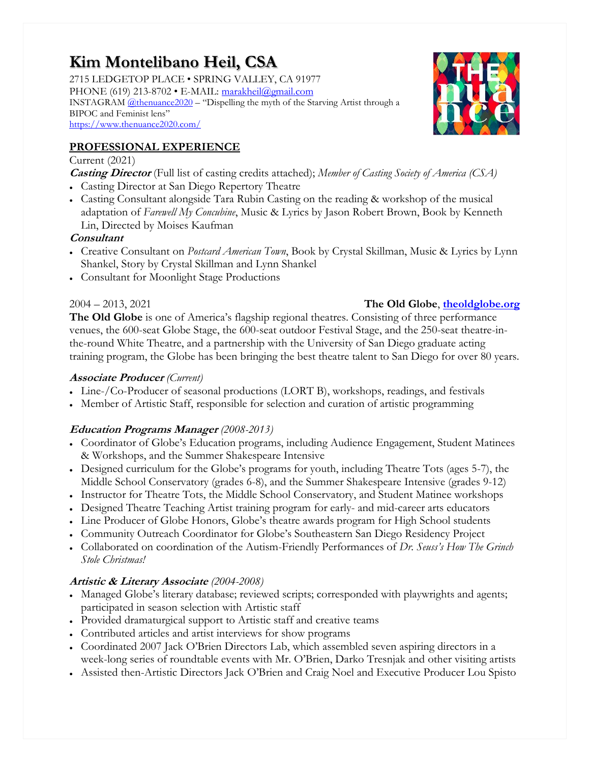# Kim Montelibano Heil, CSA

2715 LEDGETOP PLACE • SPRING VALLEY, CA 91977
PHONE (619) 213-8702 • E-MAIL: marakheil@gmail.com
INSTAGRAM @thenuance2020 – "Dispelling the myth of the Starving Artist through a BIPOC and Feminist lens"
https://www.thenuance2020.com/

## PROFESSIONAL EXPERIENCE

Current (2021)

***Casting Director*** (Full list of casting credits attached); *Member of Casting Society of America (CSA)*

- Casting Director at San Diego Repertory Theatre
- Casting Consultant alongside Tara Rubin Casting on the reading & workshop of the musical adaptation of *Farewell My Concubine*, Music & Lyrics by Jason Robert Brown, Book by Kenneth Lin, Directed by Moises Kaufman

***Consultant***

- Creative Consultant on *Postcard American Town*, Book by Crystal Skillman, Music & Lyrics by Lynn Shankel, Story by Crystal Skillman and Lynn Shankel
- Consultant for Moonlight Stage Productions

2004 – 2013, 2021 **The Old Globe**, **theoldglobe.org**

**The Old Globe** is one of America's flagship regional theatres. Consisting of three performance venues, the 600-seat Globe Stage, the 600-seat outdoor Festival Stage, and the 250-seat theatre-in-the-round White Theatre, and a partnership with the University of San Diego graduate acting training program, the Globe has been bringing the best theatre talent to San Diego for over 80 years.

***Associate Producer*** *(Current)*

- Line-/Co-Producer of seasonal productions (LORT B), workshops, readings, and festivals
- Member of Artistic Staff, responsible for selection and curation of artistic programming

***Education Programs Manager*** *(2008-2013)*

- Coordinator of Globe's Education programs, including Audience Engagement, Student Matinees & Workshops, and the Summer Shakespeare Intensive
- Designed curriculum for the Globe's programs for youth, including Theatre Tots (ages 5-7), the Middle School Conservatory (grades 6-8), and the Summer Shakespeare Intensive (grades 9-12)
- Instructor for Theatre Tots, the Middle School Conservatory, and Student Matinee workshops
- Designed Theatre Teaching Artist training program for early- and mid-career arts educators
- Line Producer of Globe Honors, Globe's theatre awards program for High School students
- Community Outreach Coordinator for Globe's Southeastern San Diego Residency Project
- Collaborated on coordination of the Autism-Friendly Performances of *Dr. Seuss's How The Grinch Stole Christmas!*

***Artistic & Literary Associate*** *(2004-2008)*

- Managed Globe's literary database; reviewed scripts; corresponded with playwrights and agents; participated in season selection with Artistic staff
- Provided dramaturgical support to Artistic staff and creative teams
- Contributed articles and artist interviews for show programs
- Coordinated 2007 Jack O'Brien Directors Lab, which assembled seven aspiring directors in a week-long series of roundtable events with Mr. O'Brien, Darko Tresnjak and other visiting artists
- Assisted then-Artistic Directors Jack O'Brien and Craig Noel and Executive Producer Lou Spisto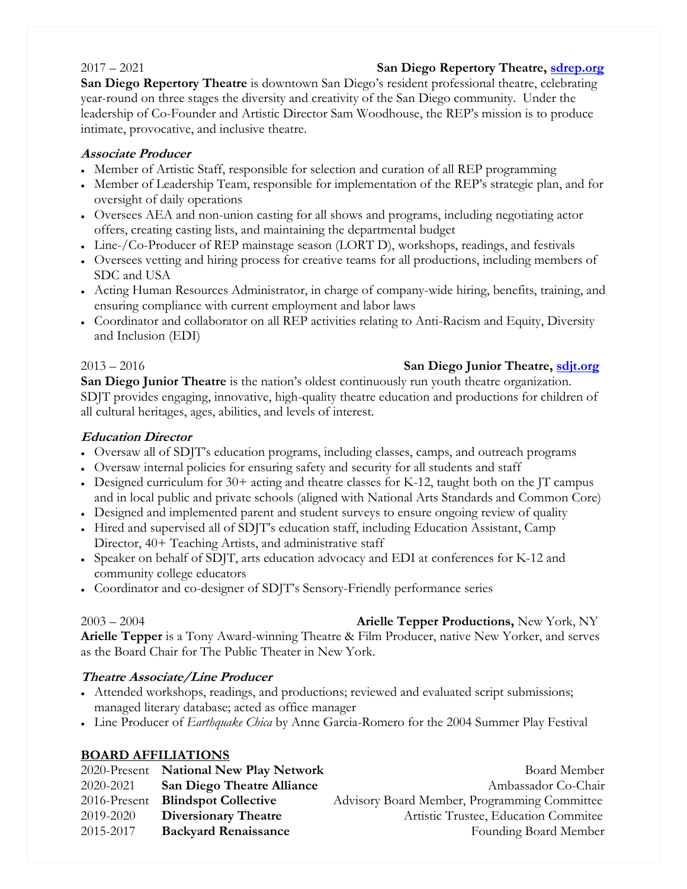2017 – 2021 **San Diego Repertory Theatre, [sdrep.org](sdrep.org)**

**San Diego Repertory Theatre** is downtown San Diego's resident professional theatre, celebrating year-round on three stages the diversity and creativity of the San Diego community. Under the leadership of Co-Founder and Artistic Director Sam Woodhouse, the REP's mission is to produce intimate, provocative, and inclusive theatre.

***Associate Producer***

- Member of Artistic Staff, responsible for selection and curation of all REP programming
- Member of Leadership Team, responsible for implementation of the REP's strategic plan, and for oversight of daily operations
- Oversees AEA and non-union casting for all shows and programs, including negotiating actor offers, creating casting lists, and maintaining the departmental budget
- Line-/Co-Producer of REP mainstage season (LORT D), workshops, readings, and festivals
- Oversees vetting and hiring process for creative teams for all productions, including members of SDC and USA
- Acting Human Resources Administrator, in charge of company-wide hiring, benefits, training, and ensuring compliance with current employment and labor laws
- Coordinator and collaborator on all REP activities relating to Anti-Racism and Equity, Diversity and Inclusion (EDI)

2013 – 2016 **San Diego Junior Theatre, [sdjt.org](sdjt.org)**

**San Diego Junior Theatre** is the nation's oldest continuously run youth theatre organization. SDJT provides engaging, innovative, high-quality theatre education and productions for children of all cultural heritages, ages, abilities, and levels of interest.

***Education Director***

- Oversaw all of SDJT's education programs, including classes, camps, and outreach programs
- Oversaw internal policies for ensuring safety and security for all students and staff
- Designed curriculum for 30+ acting and theatre classes for K-12, taught both on the JT campus and in local public and private schools (aligned with National Arts Standards and Common Core)
- Designed and implemented parent and student surveys to ensure ongoing review of quality
- Hired and supervised all of SDJT's education staff, including Education Assistant, Camp Director, 40+ Teaching Artists, and administrative staff
- Speaker on behalf of SDJT, arts education advocacy and EDI at conferences for K-12 and community college educators
- Coordinator and co-designer of SDJT's Sensory-Friendly performance series

2003 – 2004 **Arielle Tepper Productions,** New York, NY

**Arielle Tepper** is a Tony Award-winning Theatre & Film Producer, native New Yorker, and serves as the Board Chair for The Public Theater in New York.

***Theatre Associate/Line Producer***

- Attended workshops, readings, and productions; reviewed and evaluated script submissions; managed literary database; acted as office manager
- Line Producer of *Earthquake Chica* by Anne Garcia-Romero for the 2004 Summer Play Festival

## BOARD AFFILIATIONS

| | | |
|---|---|---|
| 2020-Present | **National New Play Network** | Board Member |
| 2020-2021 | **San Diego Theatre Alliance** | Ambassador Co-Chair |
| 2016-Present | **Blindspot Collective** | Advisory Board Member, Programming Committee |
| 2019-2020 | **Diversionary Theatre** | Artistic Trustee, Education Commitee |
| 2015-2017 | **Backyard Renaissance** | Founding Board Member |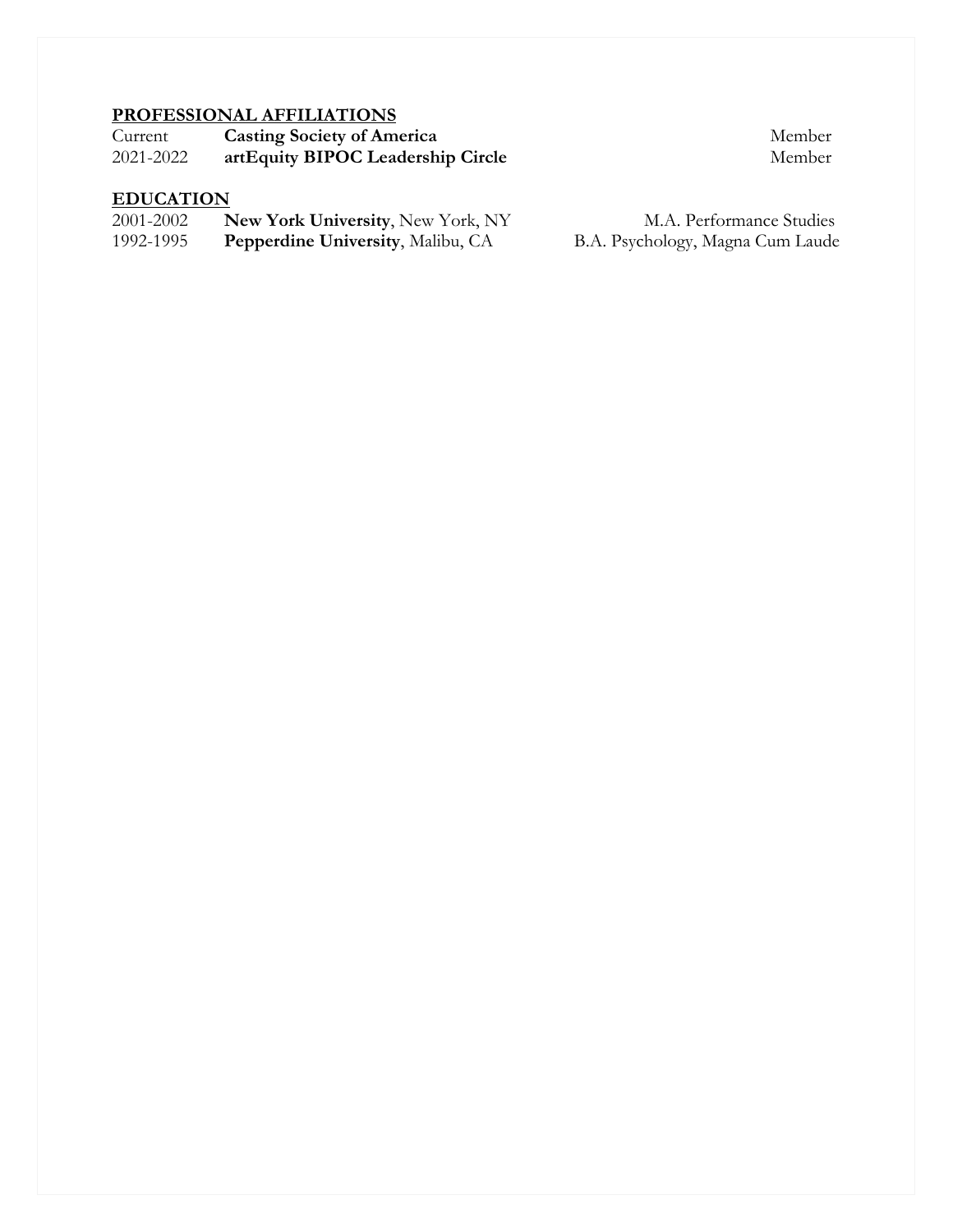## PROFESSIONAL AFFILIATIONS

| | | |
|---|---|---|
| Current | **Casting Society of America** | Member |
| 2021-2022 | **artEquity BIPOC Leadership Circle** | Member |

## EDUCATION

| | | |
|---|---|---|
| 2001-2002 | **New York University**, New York, NY | M.A. Performance Studies |
| 1992-1995 | **Pepperdine University**, Malibu, CA | B.A. Psychology, Magna Cum Laude |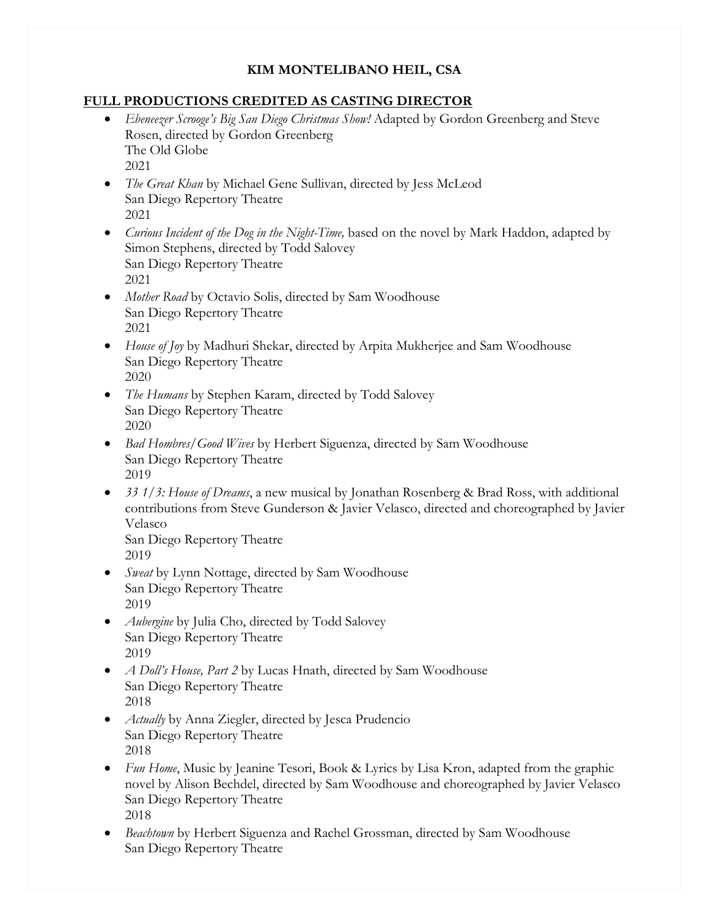**KIM MONTELIBANO HEIL, CSA**

**FULL PRODUCTIONS CREDITED AS CASTING DIRECTOR**

- *Ebeneezer Scrooge's Big San Diego Christmas Show!* Adapted by Gordon Greenberg and Steve Rosen, directed by Gordon Greenberg
  The Old Globe
  2021
- *The Great Khan* by Michael Gene Sullivan, directed by Jess McLeod
  San Diego Repertory Theatre
  2021
- *Curious Incident of the Dog in the Night-Time,* based on the novel by Mark Haddon, adapted by Simon Stephens, directed by Todd Salovey
  San Diego Repertory Theatre
  2021
- *Mother Road* by Octavio Solis, directed by Sam Woodhouse
  San Diego Repertory Theatre
  2021
- *House of Joy* by Madhuri Shekar, directed by Arpita Mukherjee and Sam Woodhouse
  San Diego Repertory Theatre
  2020
- *The Humans* by Stephen Karam, directed by Todd Salovey
  San Diego Repertory Theatre
  2020
- *Bad Hombres/Good Wives* by Herbert Siguenza, directed by Sam Woodhouse
  San Diego Repertory Theatre
  2019
- *33 1/3: House of Dreams*, a new musical by Jonathan Rosenberg & Brad Ross, with additional contributions from Steve Gunderson & Javier Velasco, directed and choreographed by Javier Velasco
  San Diego Repertory Theatre
  2019
- *Sweat* by Lynn Nottage, directed by Sam Woodhouse
  San Diego Repertory Theatre
  2019
- *Aubergine* by Julia Cho, directed by Todd Salovey
  San Diego Repertory Theatre
  2019
- *A Doll's House, Part 2* by Lucas Hnath, directed by Sam Woodhouse
  San Diego Repertory Theatre
  2018
- *Actually* by Anna Ziegler, directed by Jesca Prudencio
  San Diego Repertory Theatre
  2018
- *Fun Home*, Music by Jeanine Tesori, Book & Lyrics by Lisa Kron, adapted from the graphic novel by Alison Bechdel, directed by Sam Woodhouse and choreographed by Javier Velasco
  San Diego Repertory Theatre
  2018
- *Beachtown* by Herbert Siguenza and Rachel Grossman, directed by Sam Woodhouse
  San Diego Repertory Theatre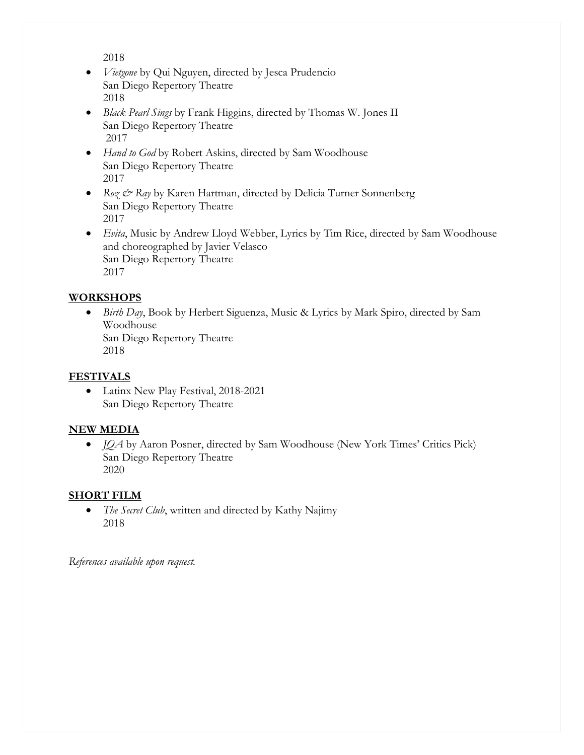2018

- *Vietgone* by Qui Nguyen, directed by Jesca Prudencio
  San Diego Repertory Theatre
  2018
- *Black Pearl Sings* by Frank Higgins, directed by Thomas W. Jones II
  San Diego Repertory Theatre
  2017
- *Hand to God* by Robert Askins, directed by Sam Woodhouse
  San Diego Repertory Theatre
  2017
- *Roz & Ray* by Karen Hartman, directed by Delicia Turner Sonnenberg
  San Diego Repertory Theatre
  2017
- *Evita*, Music by Andrew Lloyd Webber, Lyrics by Tim Rice, directed by Sam Woodhouse and choreographed by Javier Velasco
  San Diego Repertory Theatre
  2017

## WORKSHOPS

- *Birth Day*, Book by Herbert Siguenza, Music & Lyrics by Mark Spiro, directed by Sam Woodhouse
  San Diego Repertory Theatre
  2018

## FESTIVALS

- Latinx New Play Festival, 2018-2021
  San Diego Repertory Theatre

## NEW MEDIA

- *JQA* by Aaron Posner, directed by Sam Woodhouse (New York Times' Critics Pick)
  San Diego Repertory Theatre
  2020

## SHORT FILM

- *The Secret Club*, written and directed by Kathy Najimy
  2018

*References available upon request.*